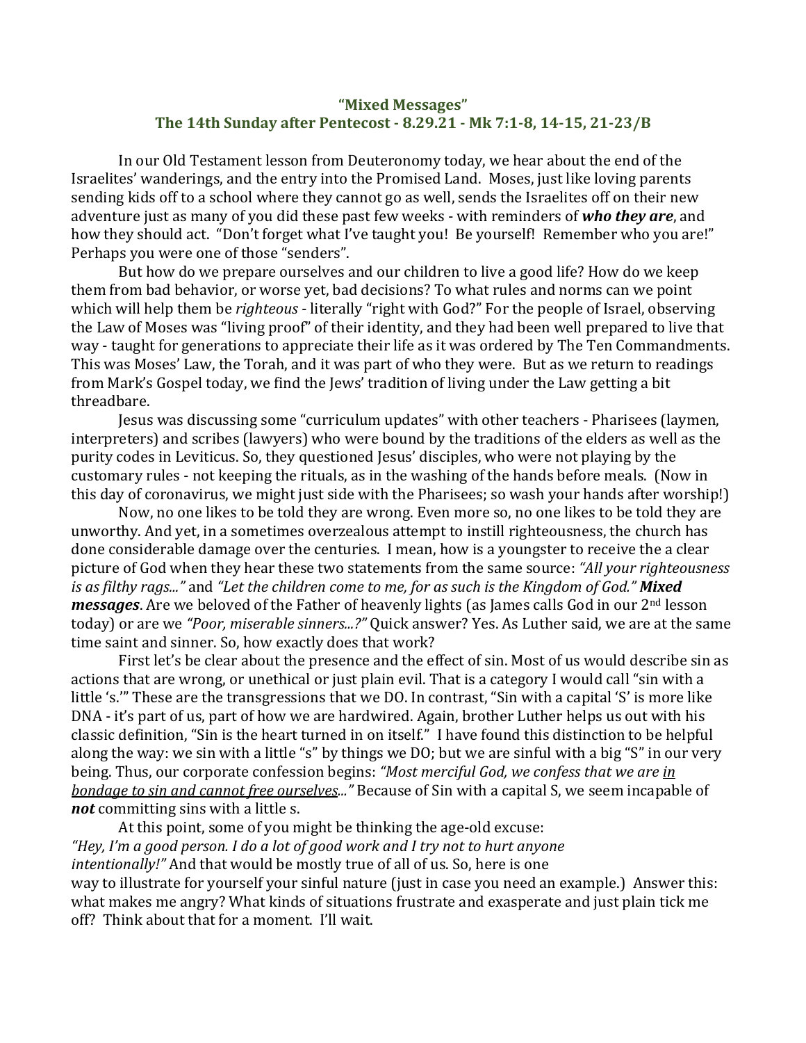# "Mixed Messages"
## The 14th Sunday after Pentecost - 8.29.21 - Mk 7:1-8, 14-15, 21-23/B

In our Old Testament lesson from Deuteronomy today, we hear about the end of the Israelites' wanderings, and the entry into the Promised Land. Moses, just like loving parents sending kids off to a school where they cannot go as well, sends the Israelites off on their new adventure just as many of you did these past few weeks - with reminders of ***who they are***, and how they should act. "Don't forget what I've taught you! Be yourself! Remember who you are!" Perhaps you were one of those "senders".

But how do we prepare ourselves and our children to live a good life? How do we keep them from bad behavior, or worse yet, bad decisions? To what rules and norms can we point which will help them be *righteous* - literally "right with God?" For the people of Israel, observing the Law of Moses was "living proof" of their identity, and they had been well prepared to live that way - taught for generations to appreciate their life as it was ordered by The Ten Commandments. This was Moses' Law, the Torah, and it was part of who they were. But as we return to readings from Mark's Gospel today, we find the Jews' tradition of living under the Law getting a bit threadbare.

Jesus was discussing some "curriculum updates" with other teachers - Pharisees (laymen, interpreters) and scribes (lawyers) who were bound by the traditions of the elders as well as the purity codes in Leviticus. So, they questioned Jesus' disciples, who were not playing by the customary rules - not keeping the rituals, as in the washing of the hands before meals. (Now in this day of coronavirus, we might just side with the Pharisees; so wash your hands after worship!)

Now, no one likes to be told they are wrong. Even more so, no one likes to be told they are unworthy. And yet, in a sometimes overzealous attempt to instill righteousness, the church has done considerable damage over the centuries. I mean, how is a youngster to receive the a clear picture of God when they hear these two statements from the same source: *"All your righteousness is as filthy rags..."* and *"Let the children come to me, for as such is the Kingdom of God."* ***Mixed messages***. Are we beloved of the Father of heavenly lights (as James calls God in our 2nd lesson today) or are we *"Poor, miserable sinners...?"* Quick answer? Yes. As Luther said, we are at the same time saint and sinner. So, how exactly does that work?

First let's be clear about the presence and the effect of sin. Most of us would describe sin as actions that are wrong, or unethical or just plain evil. That is a category I would call "sin with a little 's.'" These are the transgressions that we DO. In contrast, "Sin with a capital 'S' is more like DNA - it's part of us, part of how we are hardwired. Again, brother Luther helps us out with his classic definition, "Sin is the heart turned in on itself." I have found this distinction to be helpful along the way: we sin with a little "s" by things we DO; but we are sinful with a big "S" in our very being. Thus, our corporate confession begins: *"Most merciful God, we confess that we are <u>in bondage to sin and cannot free ourselves</u>..."* Because of Sin with a capital S, we seem incapable of ***not*** committing sins with a little s.

At this point, some of you might be thinking the age-old excuse:
*"Hey, I'm a good person. I do a lot of good work and I try not to hurt anyone intentionally!"* And that would be mostly true of all of us. So, here is one way to illustrate for yourself your sinful nature (just in case you need an example.) Answer this: what makes me angry? What kinds of situations frustrate and exasperate and just plain tick me off? Think about that for a moment. I'll wait.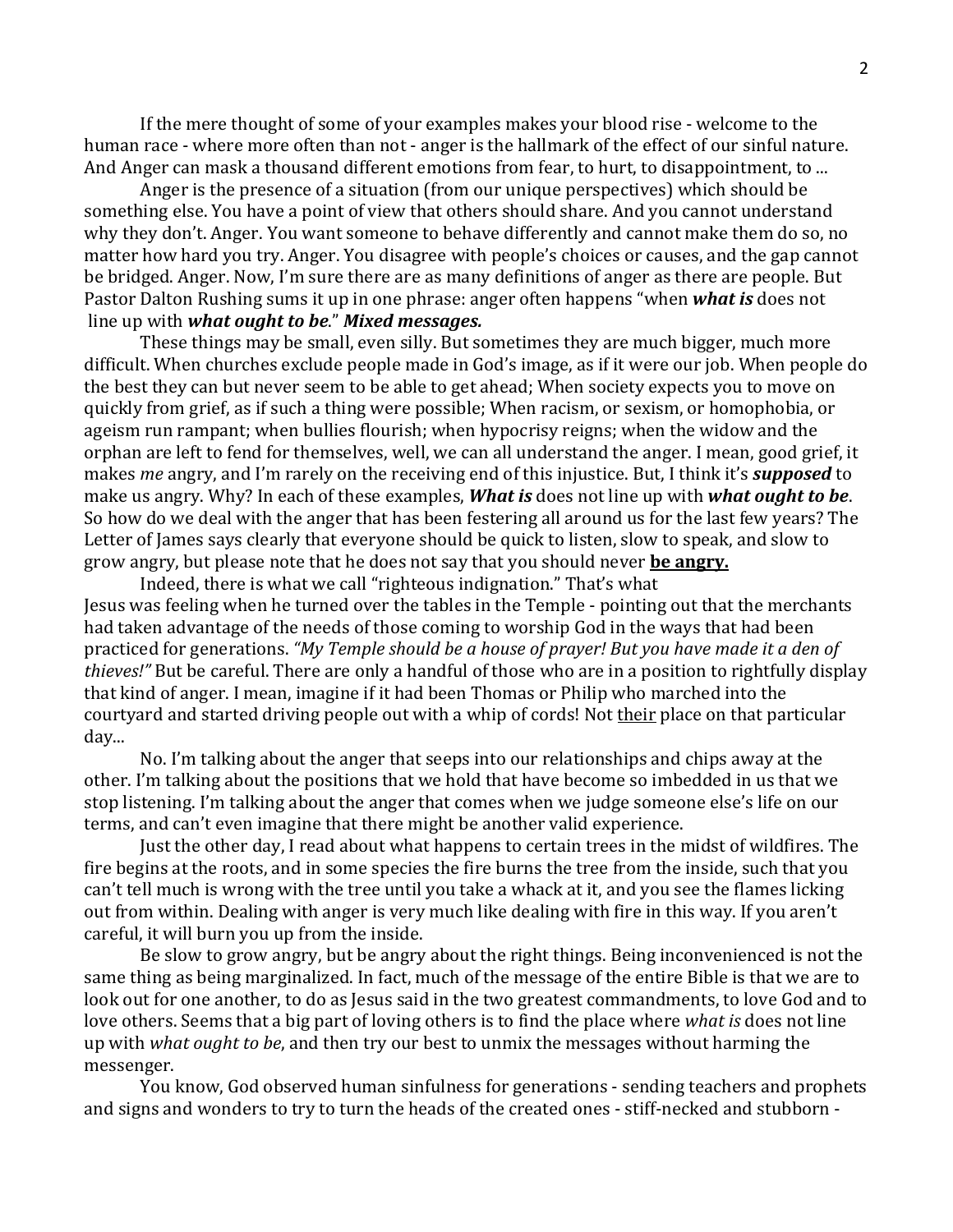If the mere thought of some of your examples makes your blood rise - welcome to the human race - where more often than not - anger is the hallmark of the effect of our sinful nature. And Anger can mask a thousand different emotions from fear, to hurt, to disappointment, to ...

Anger is the presence of a situation (from our unique perspectives) which should be something else. You have a point of view that others should share. And you cannot understand why they don't. Anger. You want someone to behave differently and cannot make them do so, no matter how hard you try. Anger. You disagree with people's choices or causes, and the gap cannot be bridged. Anger. Now, I'm sure there are as many definitions of anger as there are people. But Pastor Dalton Rushing sums it up in one phrase: anger often happens "when ***what is*** does not line up with ***what ought to be***." ***Mixed messages.***

These things may be small, even silly. But sometimes they are much bigger, much more difficult. When churches exclude people made in God's image, as if it were our job. When people do the best they can but never seem to be able to get ahead; When society expects you to move on quickly from grief, as if such a thing were possible; When racism, or sexism, or homophobia, or ageism run rampant; when bullies flourish; when hypocrisy reigns; when the widow and the orphan are left to fend for themselves, well, we can all understand the anger. I mean, good grief, it makes *me* angry, and I'm rarely on the receiving end of this injustice. But, I think it's ***supposed*** to make us angry. Why? In each of these examples, ***What is*** does not line up with ***what ought to be***. So how do we deal with the anger that has been festering all around us for the last few years? The Letter of James says clearly that everyone should be quick to listen, slow to speak, and slow to grow angry, but please note that he does not say that you should never <u>**be angry.**</u>

Indeed, there is what we call "righteous indignation." That's what Jesus was feeling when he turned over the tables in the Temple - pointing out that the merchants had taken advantage of the needs of those coming to worship God in the ways that had been practiced for generations. *"My Temple should be a house of prayer! But you have made it a den of thieves!"* But be careful. There are only a handful of those who are in a position to rightfully display that kind of anger. I mean, imagine if it had been Thomas or Philip who marched into the courtyard and started driving people out with a whip of cords! Not <u>their</u> place on that particular day...

No. I'm talking about the anger that seeps into our relationships and chips away at the other. I'm talking about the positions that we hold that have become so imbedded in us that we stop listening. I'm talking about the anger that comes when we judge someone else's life on our terms, and can't even imagine that there might be another valid experience.

Just the other day, I read about what happens to certain trees in the midst of wildfires. The fire begins at the roots, and in some species the fire burns the tree from the inside, such that you can't tell much is wrong with the tree until you take a whack at it, and you see the flames licking out from within. Dealing with anger is very much like dealing with fire in this way. If you aren't careful, it will burn you up from the inside.

Be slow to grow angry, but be angry about the right things. Being inconvenienced is not the same thing as being marginalized. In fact, much of the message of the entire Bible is that we are to look out for one another, to do as Jesus said in the two greatest commandments, to love God and to love others. Seems that a big part of loving others is to find the place where *what is* does not line up with *what ought to be*, and then try our best to unmix the messages without harming the messenger.

You know, God observed human sinfulness for generations - sending teachers and prophets and signs and wonders to try to turn the heads of the created ones - stiff-necked and stubborn -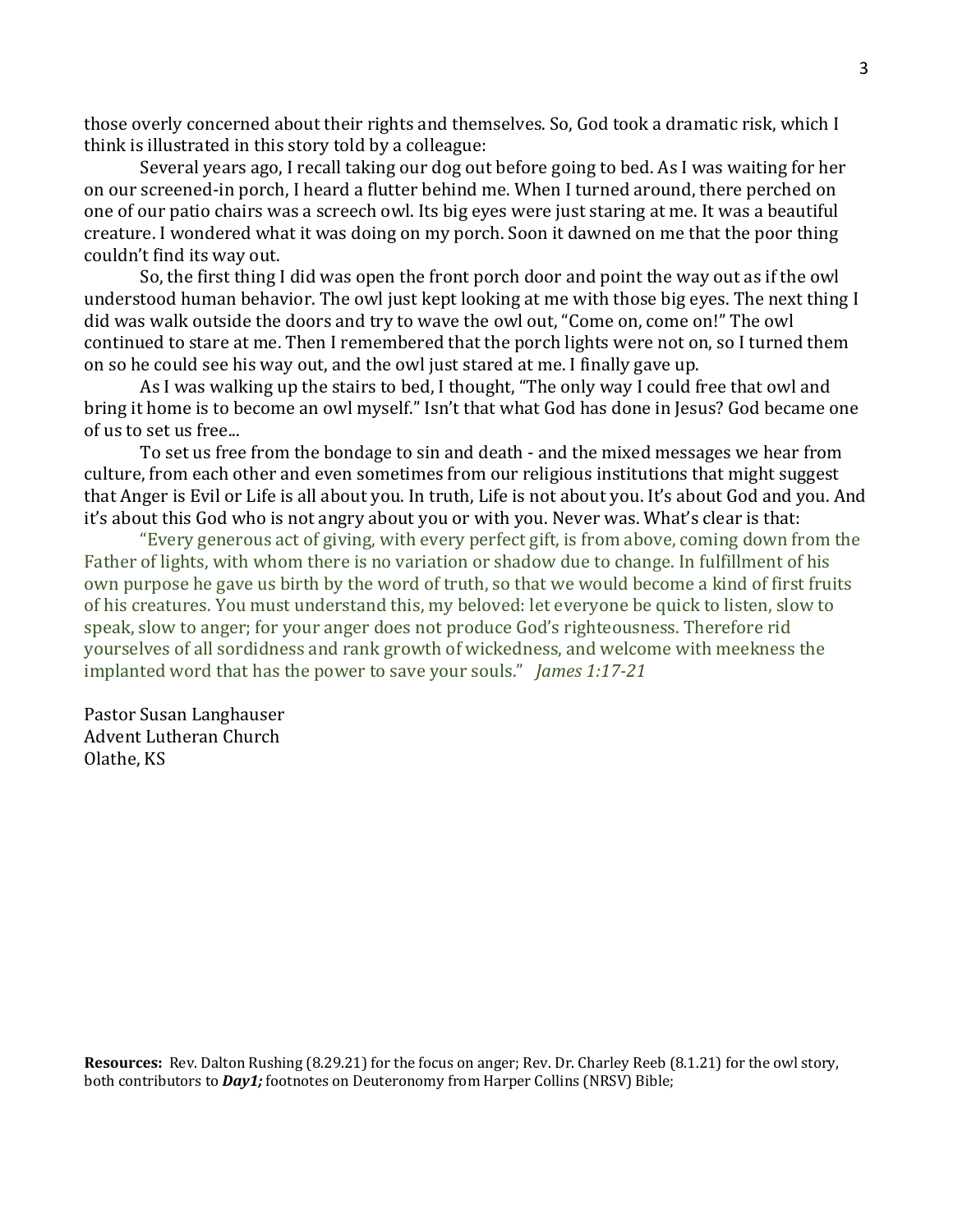those overly concerned about their rights and themselves. So, God took a dramatic risk, which I think is illustrated in this story told by a colleague:

Several years ago, I recall taking our dog out before going to bed. As I was waiting for her on our screened-in porch, I heard a flutter behind me. When I turned around, there perched on one of our patio chairs was a screech owl. Its big eyes were just staring at me. It was a beautiful creature. I wondered what it was doing on my porch. Soon it dawned on me that the poor thing couldn't find its way out.

So, the first thing I did was open the front porch door and point the way out as if the owl understood human behavior. The owl just kept looking at me with those big eyes. The next thing I did was walk outside the doors and try to wave the owl out, "Come on, come on!" The owl continued to stare at me. Then I remembered that the porch lights were not on, so I turned them on so he could see his way out, and the owl just stared at me. I finally gave up.

As I was walking up the stairs to bed, I thought, "The only way I could free that owl and bring it home is to become an owl myself." Isn't that what God has done in Jesus? God became one of us to set us free...

To set us free from the bondage to sin and death - and the mixed messages we hear from culture, from each other and even sometimes from our religious institutions that might suggest that Anger is Evil or Life is all about you. In truth, Life is not about you. It's about God and you. And it's about this God who is not angry about you or with you. Never was. What's clear is that:

"Every generous act of giving, with every perfect gift, is from above, coming down from the Father of lights, with whom there is no variation or shadow due to change. In fulfillment of his own purpose he gave us birth by the word of truth, so that we would become a kind of first fruits of his creatures. You must understand this, my beloved: let everyone be quick to listen, slow to speak, slow to anger; for your anger does not produce God's righteousness. Therefore rid yourselves of all sordidness and rank growth of wickedness, and welcome with meekness the implanted word that has the power to save your souls." *James 1:17-21*

Pastor Susan Langhauser
Advent Lutheran Church
Olathe, KS

**Resources:** Rev. Dalton Rushing (8.29.21) for the focus on anger; Rev. Dr. Charley Reeb (8.1.21) for the owl story, both contributors to ***Day1;*** footnotes on Deuteronomy from Harper Collins (NRSV) Bible;